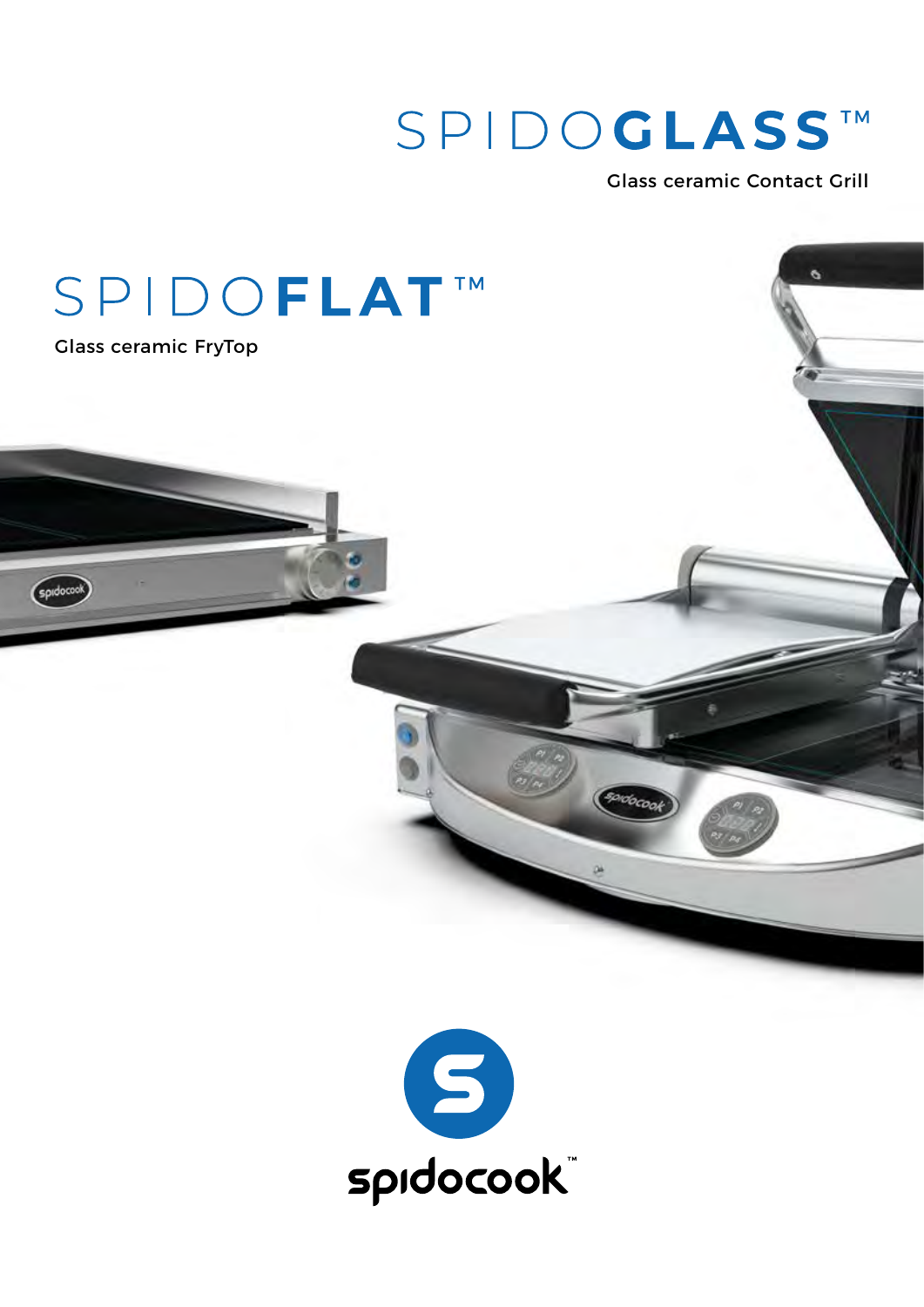# SPIDOGLASS™

Glass ceramic Contact Grill

# SPIDOFLAT™

Glass ceramic FryTop

spidocook™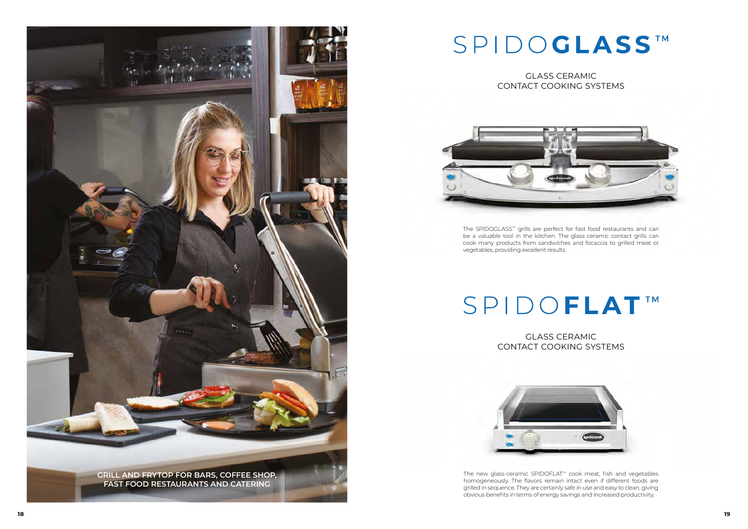GRILL AND FRYTOP FOR BARS, COFFEE SHOP, FAST FOOD RESTAURANTS AND CATERING

# SPIDOGLASS™

## GLASS CERAMIC CONTACT COOKING SYSTEMS

The SPIDOGLASS™ grills are perfect for fast food restaurants and can be a valuable tool in the kitchen. The glass ceramic contact grills can cook many products from sandwiches and focaccia to grilled meat or vegetables, providing excellent results.

# SPIDOFLAT™

## GLASS CERAMIC CONTACT COOKING SYSTEMS

The new glass-ceramic SPIDOFLAT™ cook meat, fish and vegetables homogeneously. The flavors remain intact even if different foods are grilled in sequence. They are certainly safe in use and easy to clean, giving obvious benefits in terms of energy savings and increased productivity.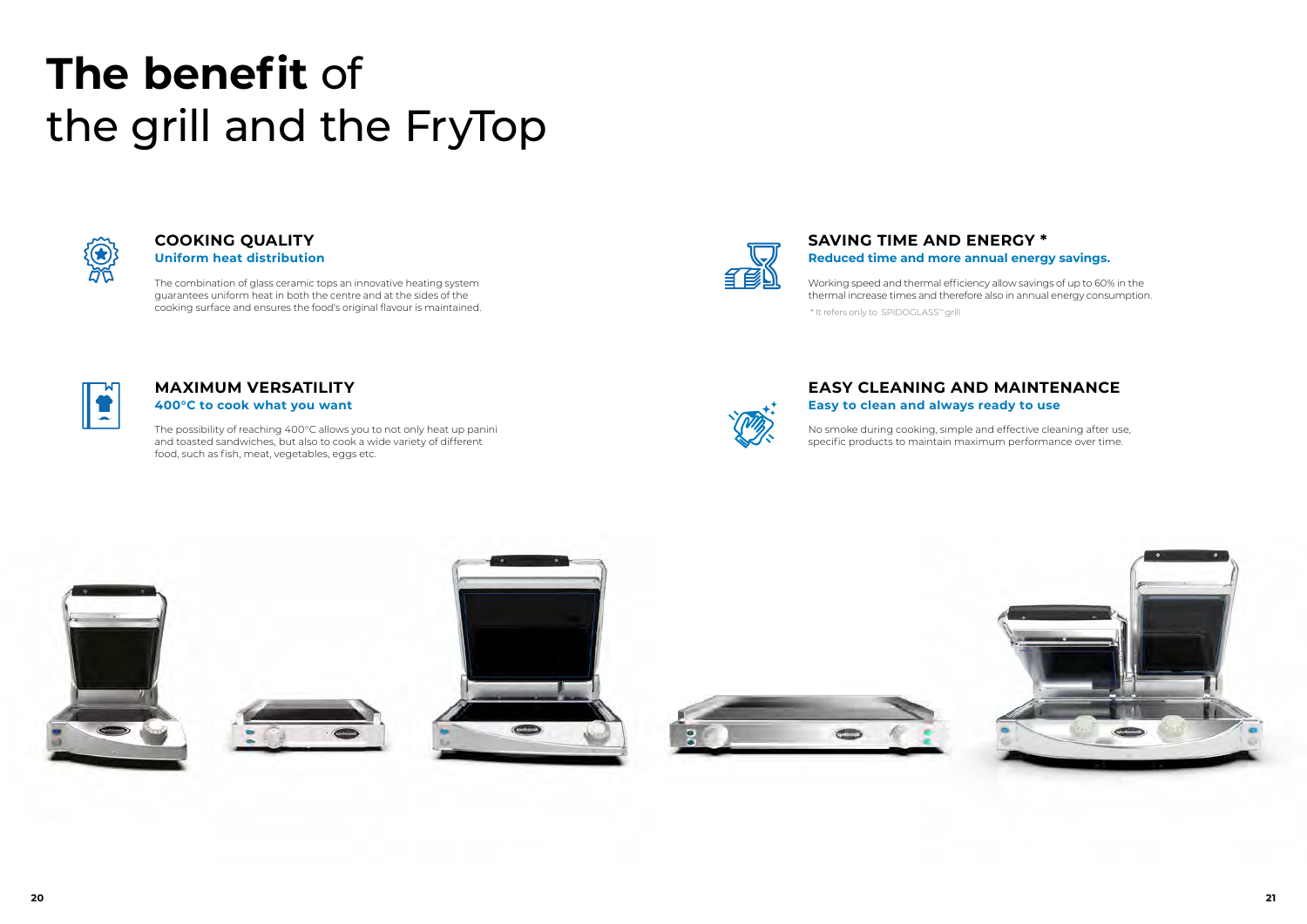# **The benefit** of the grill and the FryTop

## COOKING QUALITY

**Uniform heat distribution**

The combination of glass ceramic tops an innovative heating system guarantees uniform heat in both the centre and at the sides of the cooking surface and ensures the food's original flavour is maintained.

## MAXIMUM VERSATILITY

**400°C to cook what you want**

The possibility of reaching 400°C allows you to not only heat up panini and toasted sandwiches, but also to cook a wide variety of different food, such as fish, meat, vegetables, eggs etc.

## SAVING TIME AND ENERGY *

**Reduced time and more annual energy savings.**

Working speed and thermal efficiency allow savings of up to 60% in the thermal increase times and therefore also in annual energy consumption.

* It refers only to SPIDOGLASS™ grill

## EASY CLEANING AND MAINTENANCE

**Easy to clean and always ready to use**

No smoke during cooking, simple and effective cleaning after use, specific products to maintain maximum performance over time.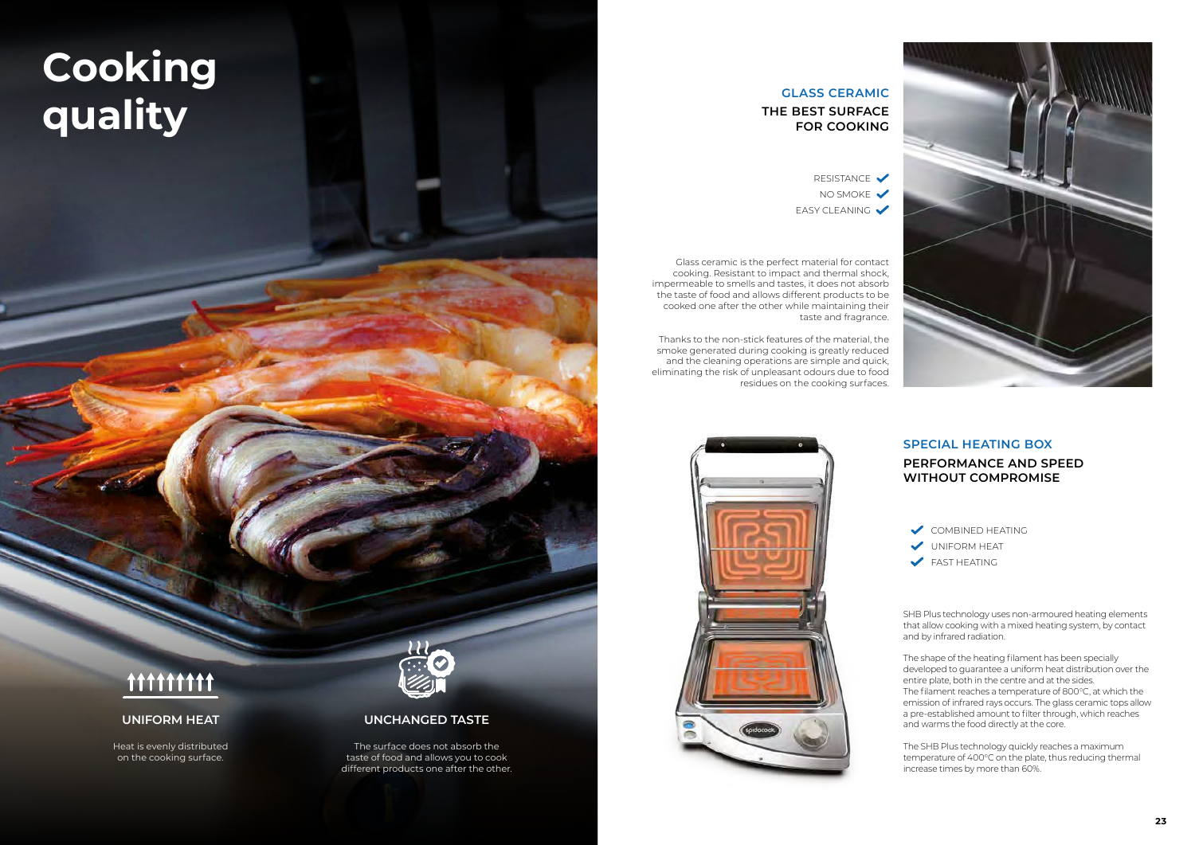# Cooking quality

## UNIFORM HEAT

Heat is evenly distributed on the cooking surface.

## UNCHANGED TASTE

The surface does not absorb the taste of food and allows you to cook different products one after the other.

## GLASS CERAMIC

### THE BEST SURFACE FOR COOKING

- RESISTANCE ✔
- NO SMOKE ✔
- EASY CLEANING ✔

Glass ceramic is the perfect material for contact cooking. Resistant to impact and thermal shock, impermeable to smells and tastes, it does not absorb the taste of food and allows different products to be cooked one after the other while maintaining their taste and fragrance.

Thanks to the non-stick features of the material, the smoke generated during cooking is greatly reduced and the cleaning operations are simple and quick, eliminating the risk of unpleasant odours due to food residues on the cooking surfaces.

## SPECIAL HEATING BOX

### PERFORMANCE AND SPEED WITHOUT COMPROMISE

- ✔ COMBINED HEATING
- ✔ UNIFORM HEAT
- ✔ FAST HEATING

SHB Plus technology uses non-armoured heating elements that allow cooking with a mixed heating system, by contact and by infrared radiation.

The shape of the heating filament has been specially developed to guarantee a uniform heat distribution over the entire plate, both in the centre and at the sides.
The filament reaches a temperature of 800°C, at which the emission of infrared rays occurs. The glass ceramic tops allow a pre-established amount to filter through, which reaches and warms the food directly at the core.

The SHB Plus technology quickly reaches a maximum temperature of 400°C on the plate, thus reducing thermal increase times by more than 60%.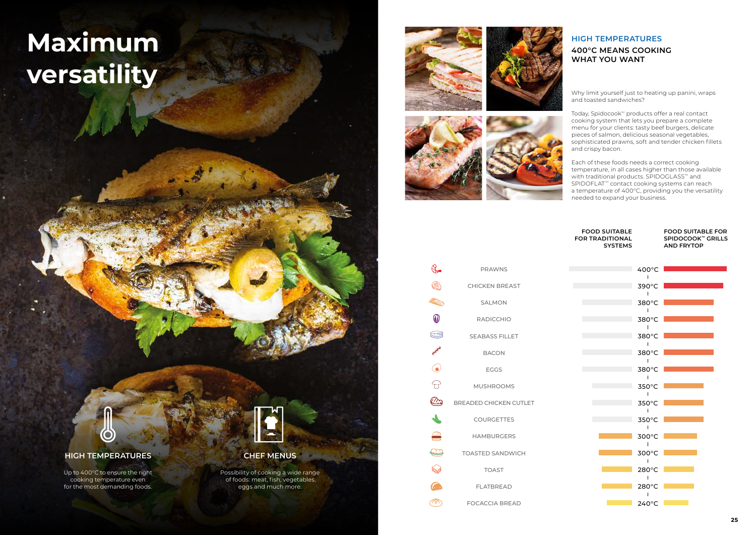# Maximum versatility

### HIGH TEMPERATURES

Up to 400°C to ensure the right cooking temperature even for the most demanding foods.

### CHEF MENUS

Possibility of cooking a wide range of foods: meat, fish, vegetables, eggs and much more.

## HIGH TEMPERATURES

### 400°C MEANS COOKING WHAT YOU WANT

Why limit yourself just to heating up panini, wraps and toasted sandwiches?

Today, Spidocook™ products offer a real contact cooking system that lets you prepare a complete menu for your clients: tasty beef burgers, delicate pieces of salmon, delicious seasonal vegetables, sophisticated prawns, soft and tender chicken fillets and crispy bacon.

Each of these foods needs a correct cooking temperature, in all cases higher than those available with traditional products. SPIDOGLASS™ and SPIDOFLAT™ contact cooking systems can reach a temperature of 400°C, providing you the versatility needed to expand your business.

| Food | Temperature | Food suitable for traditional systems | Food suitable for Spidocook™ grills and Frytop |
|---|---|---|---|
| PRAWNS | 400°C | | ✓ |
| CHICKEN BREAST | 390°C | | ✓ |
| SALMON | 380°C | | ✓ |
| RADICCHIO | 380°C | | ✓ |
| SEABASS FILLET | 380°C | | ✓ |
| BACON | 380°C | | ✓ |
| EGGS | 380°C | | ✓ |
| MUSHROOMS | 350°C | | ✓ |
| BREADED CHICKEN CUTLET | 350°C | | ✓ |
| COURGETTES | 350°C | | ✓ |
| HAMBURGERS | 300°C | ✓ | ✓ |
| TOASTED SANDWICH | 300°C | ✓ | ✓ |
| TOAST | 280°C | ✓ | ✓ |
| FLATBREAD | 280°C | ✓ | ✓ |
| FOCACCIA BREAD | 240°C | ✓ | ✓ |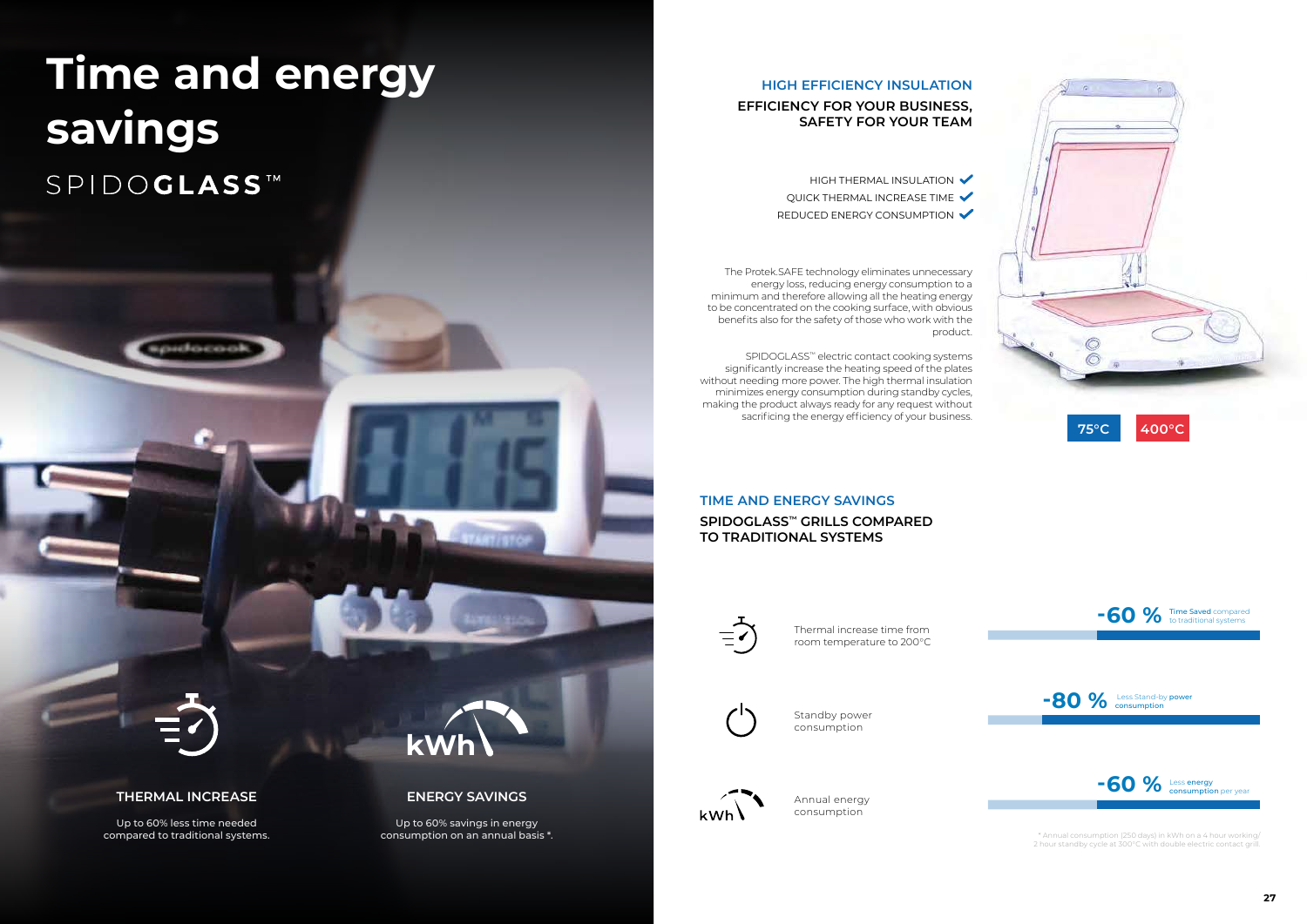# Time and energy savings

SPIDO**GLASS**™

### THERMAL INCREASE

Up to 60% less time needed compared to traditional systems.

### ENERGY SAVINGS

Up to 60% savings in energy consumption on an annual basis *.

## HIGH EFFICIENCY INSULATION

**EFFICIENCY FOR YOUR BUSINESS, SAFETY FOR YOUR TEAM**

- HIGH THERMAL INSULATION ✔
- QUICK THERMAL INCREASE TIME ✔
- REDUCED ENERGY CONSUMPTION ✔

The Protek.SAFE technology eliminates unnecessary energy loss, reducing energy consumption to a minimum and therefore allowing all the heating energy to be concentrated on the cooking surface, with obvious benefits also for the safety of those who work with the product.

SPIDOGLASS™ electric contact cooking systems significantly increase the heating speed of the plates without needing more power. The high thermal insulation minimizes energy consumption during standby cycles, making the product always ready for any request without sacrificing the energy efficiency of your business.

75°C 400°C

## TIME AND ENERGY SAVINGS

**SPIDOGLASS™ GRILLS COMPARED TO TRADITIONAL SYSTEMS**

| | |
|---|---|
| Thermal increase time from room temperature to 200°C | **-60 %** Time Saved compared to traditional systems |
| Standby power consumption | **-80 %** Less Stand-by power consumption |
| Annual energy consumption | **-60 %** Less energy consumption per year |

* Annual consumption (250 days) in kWh on a 4 hour working/2 hour standby cycle at 300°C with double electric contact grill.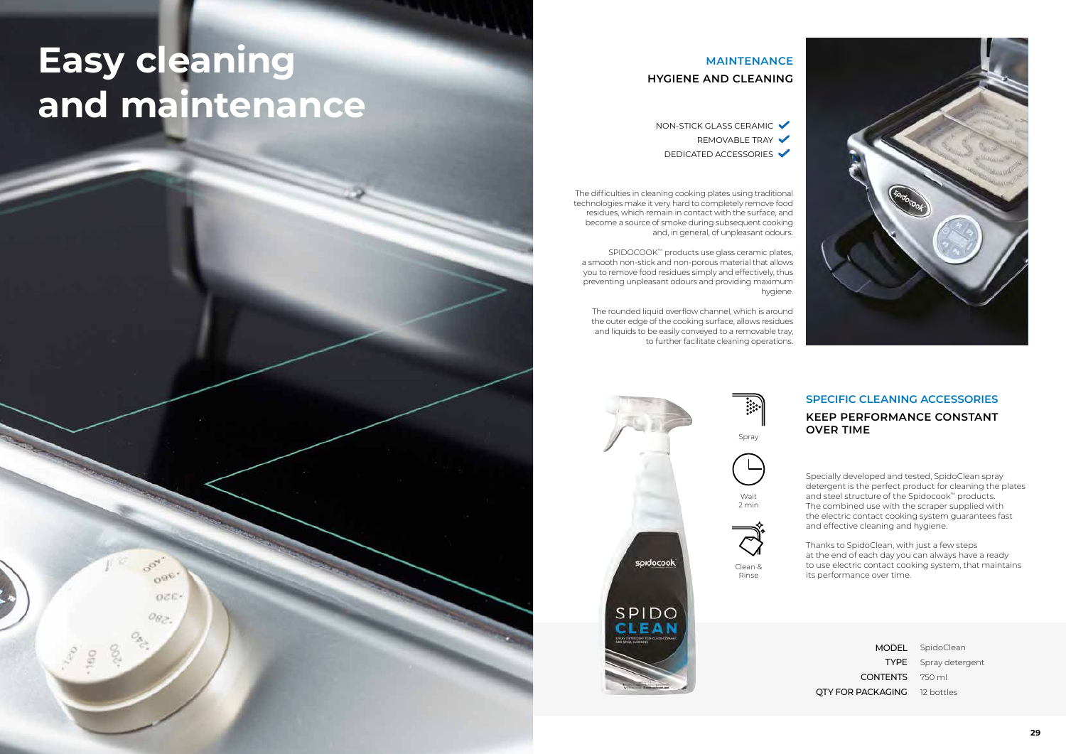# Easy cleaning and maintenance

## MAINTENANCE

### HYGIENE AND CLEANING

- NON-STICK GLASS CERAMIC ✔
- REMOVABLE TRAY ✔
- DEDICATED ACCESSORIES ✔

The difficulties in cleaning cooking plates using traditional technologies make it very hard to completely remove food residues, which remain in contact with the surface, and become a source of smoke during subsequent cooking and, in general, of unpleasant odours.

SPIDOCOOK™ products use glass ceramic plates, a smooth non-stick and non-porous material that allows you to remove food residues simply and effectively, thus preventing unpleasant odours and providing maximum hygiene.

The rounded liquid overflow channel, which is around the outer edge of the cooking surface, allows residues and liquids to be easily conveyed to a removable tray, to further facilitate cleaning operations.

## SPECIFIC CLEANING ACCESSORIES

### KEEP PERFORMANCE CONSTANT OVER TIME

Spray

Wait 2 min

Clean & Rinse

Specially developed and tested, SpidoClean spray detergent is the perfect product for cleaning the plates and steel structure of the Spidocook™ products. The combined use with the scraper supplied with the electric contact cooking system guarantees fast and effective cleaning and hygiene.

Thanks to SpidoClean, with just a few steps at the end of each day you can always have a ready to use electric contact cooking system, that maintains its performance over time.

| | |
|---|---|
| MODEL | SpidoClean |
| TYPE | Spray detergent |
| CONTENTS | 750 ml |
| QTY FOR PACKAGING | 12 bottles |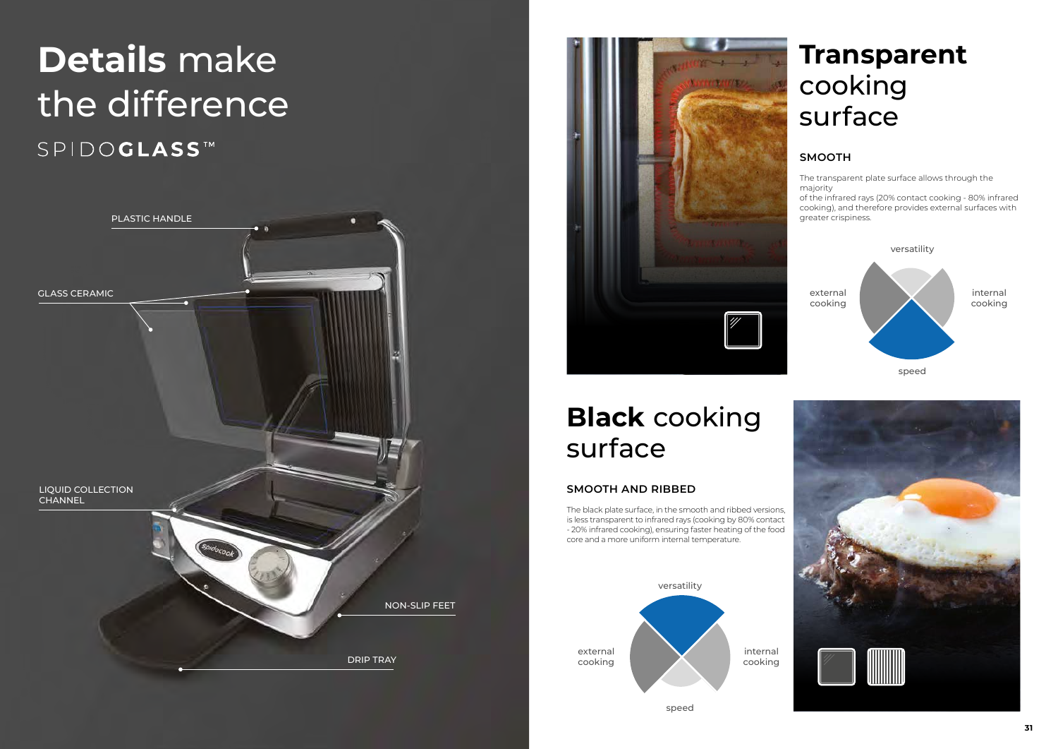# **Details** make the difference

SPIDO**GLASS**™

PLASTIC HANDLE

GLASS CERAMIC

LIQUID COLLECTION CHANNEL

NON-SLIP FEET

DRIP TRAY

## **Transparent** cooking surface

### SMOOTH

The transparent plate surface allows through the majority
of the infrared rays (20% contact cooking - 80% infrared cooking), and therefore provides external surfaces with greater crispiness.

versatility

external cooking

internal cooking

speed

## **Black** cooking surface

### SMOOTH AND RIBBED

The black plate surface, in the smooth and ribbed versions, is less transparent to infrared rays (cooking by 80% contact - 20% infrared cooking), ensuring faster heating of the food core and a more uniform internal temperature.

versatility

external cooking

internal cooking

speed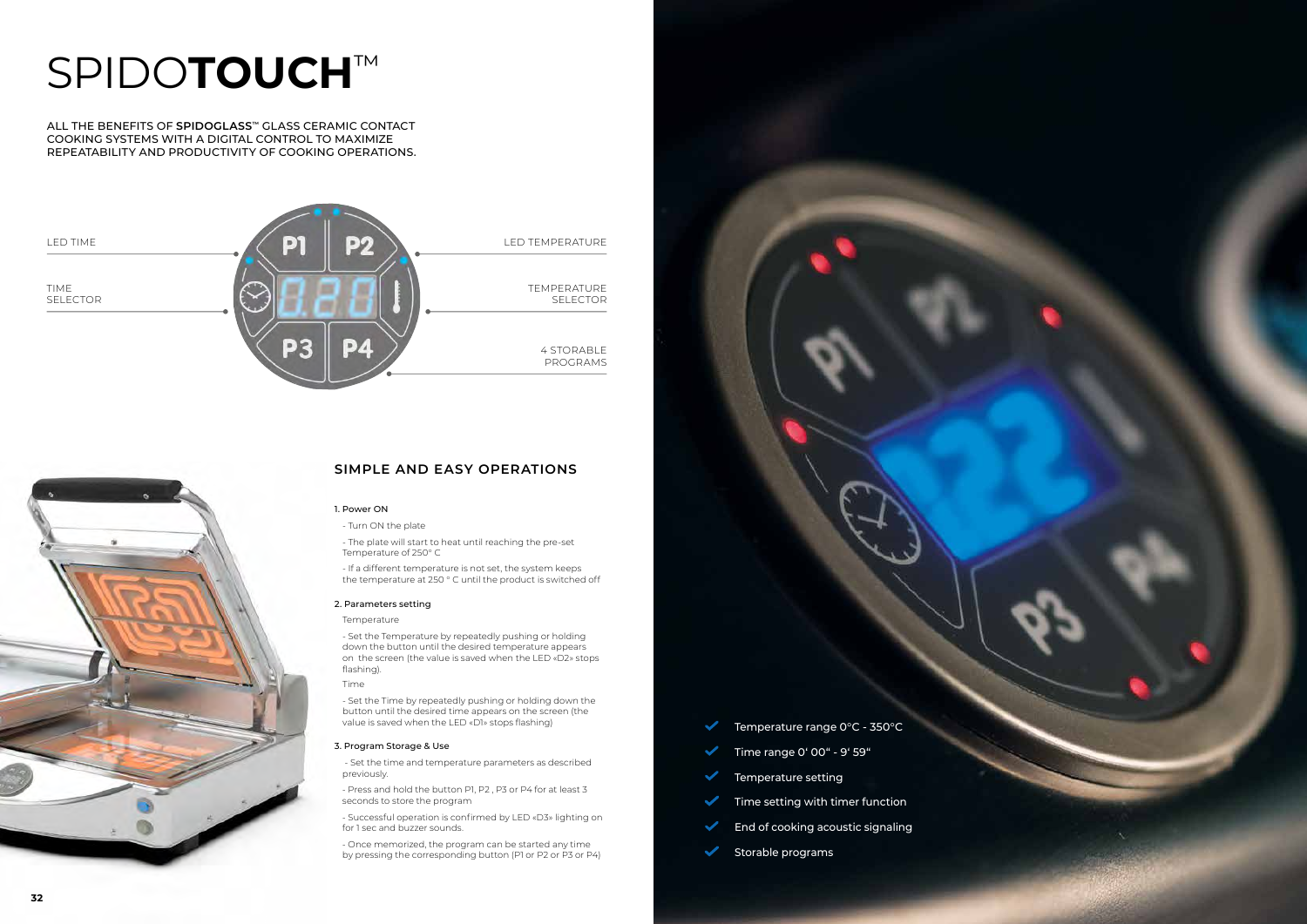# SPIDO**TOUCH**™

ALL THE BENEFITS OF **SPIDOGLASS**™ GLASS CERAMIC CONTACT COOKING SYSTEMS WITH A DIGITAL CONTROL TO MAXIMIZE REPEATABILITY AND PRODUCTIVITY OF COOKING OPERATIONS.

LED TIME

TIME SELECTOR

LED TEMPERATURE

TEMPERATURE SELECTOR

4 STORABLE PROGRAMS

## SIMPLE AND EASY OPERATIONS

1. Power ON

- Turn ON the plate
- The plate will start to heat until reaching the pre-set Temperature of 250° C
- If a different temperature is not set, the system keeps the temperature at 250 ° C until the product is switched off

2. Parameters setting

Temperature

- Set the Temperature by repeatedly pushing or holding down the button until the desired temperature appears on the screen (the value is saved when the LED «D2» stops flashing).

Time

- Set the Time by repeatedly pushing or holding down the button until the desired time appears on the screen (the value is saved when the LED «D1» stops flashing)

3. Program Storage & Use

- Set the time and temperature parameters as described previously.
- Press and hold the button P1, P2 , P3 or P4 for at least 3 seconds to store the program
- Successful operation is confirmed by LED «D3» lighting on for 1 sec and buzzer sounds.
- Once memorized, the program can be started any time by pressing the corresponding button (P1 or P2 or P3 or P4)

- ✓ Temperature range 0°C - 350°C
- ✓ Time range 0' 00" - 9' 59"
- ✓ Temperature setting
- ✓ Time setting with timer function
- ✓ End of cooking acoustic signaling
- ✓ Storable programs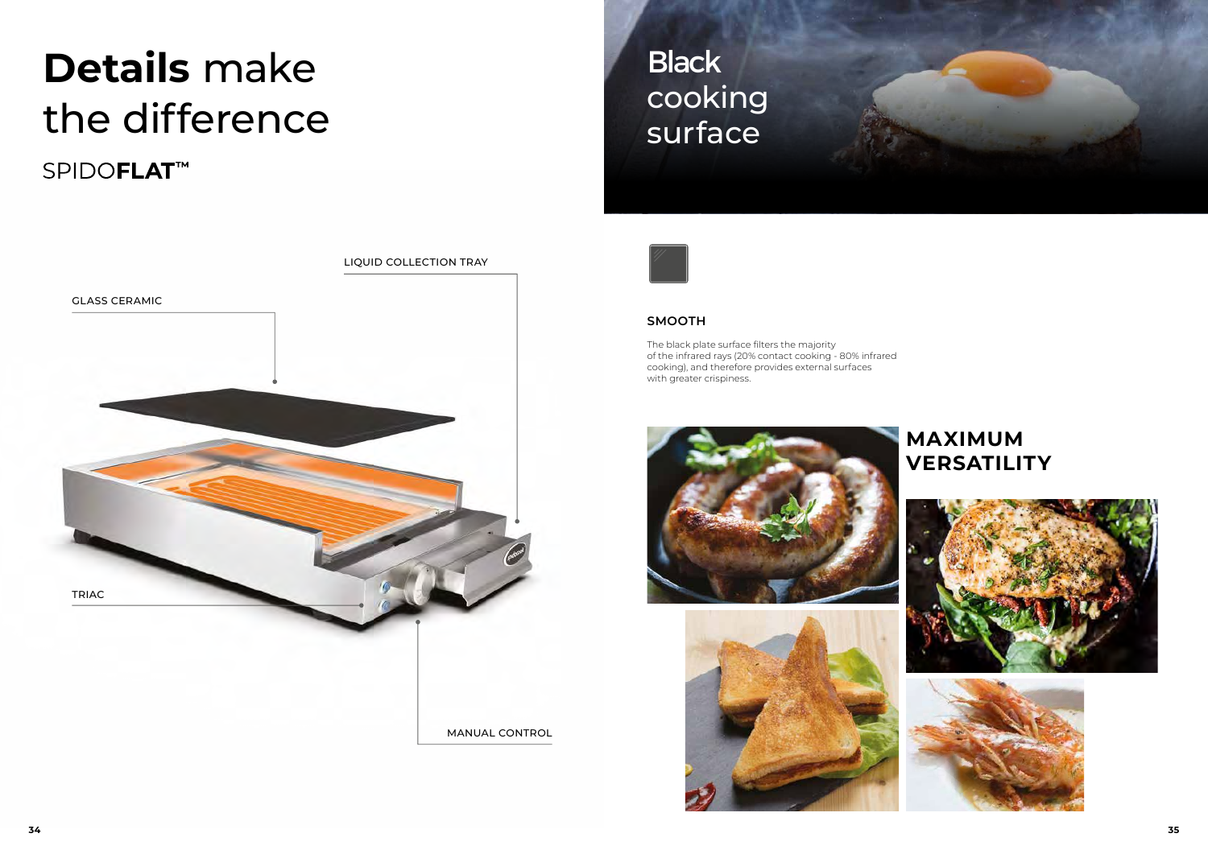# **Details** make the difference

SPIDO**FLAT**™

LIQUID COLLECTION TRAY

GLASS CERAMIC

TRIAC

MANUAL CONTROL

## Black cooking surface

### SMOOTH

The black plate surface filters the majority of the infrared rays (20% contact cooking - 80% infrared cooking), and therefore provides external surfaces with greater crispiness.

## MAXIMUM VERSATILITY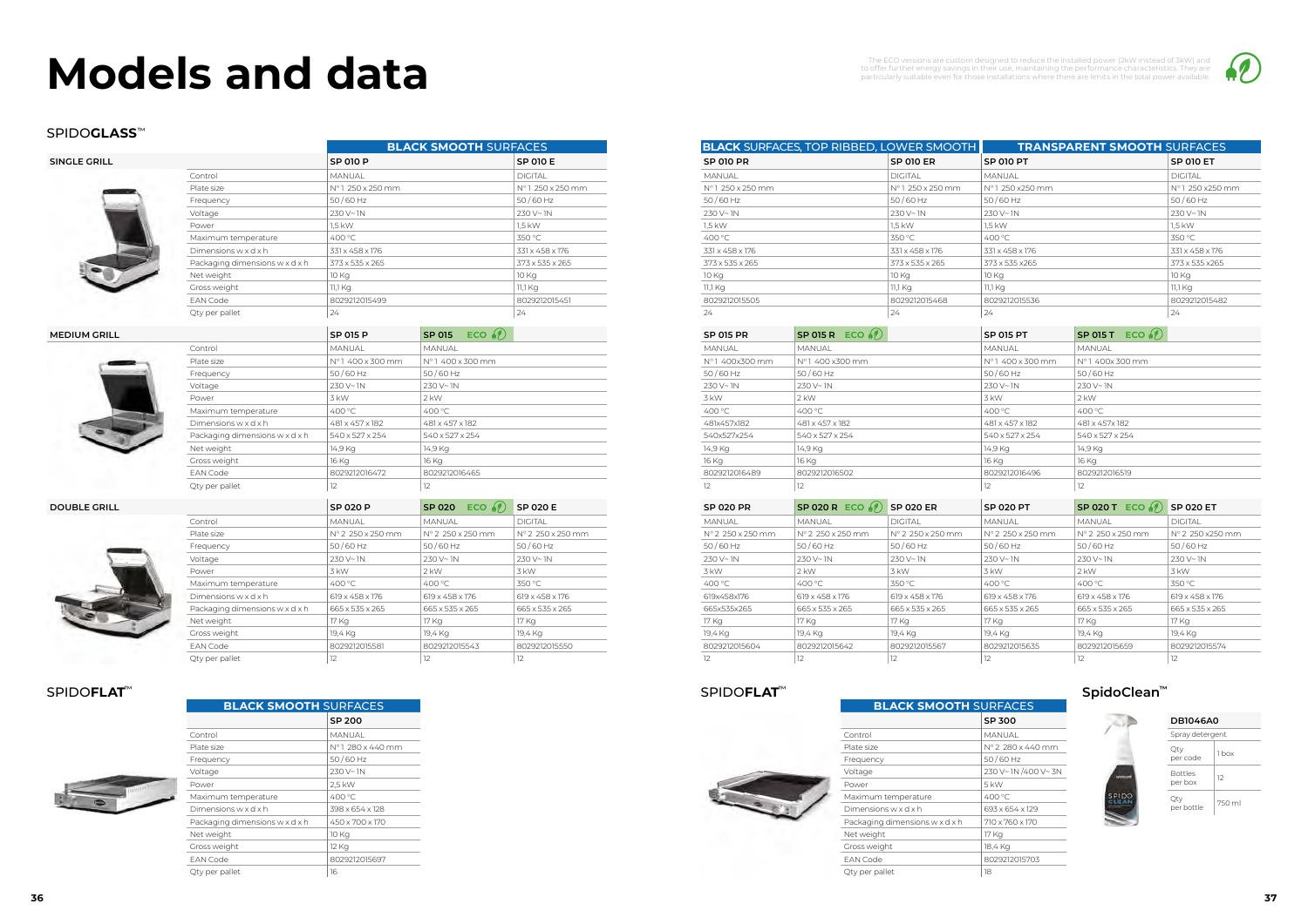# Models and data

The ECO versions are custom designed to reduce the installed power (2kW instead of 3kW) and to offer further energy savings in their use, maintaining the performance characteristics. They are particularly suitable even for those installations where there are limits in the total power available.

## SPIDOGLASS™

### SINGLE GRILL

| | BLACK SMOOTH SURFACES | | BLACK SURFACES, TOP RIBBED, LOWER SMOOTH | | TRANSPARENT SMOOTH SURFACES | |
|---|---|---|---|---|---|---|
| | SP 010 P | SP 010 E | SP 010 PR | SP 010 ER | SP 010 PT | SP 010 ET |
| Control | MANUAL | DIGITAL | MANUAL | DIGITAL | MANUAL | DIGITAL |
| Plate size | N° 1 250 x 250 mm | N° 1 250 x 250 mm | N° 1 250 x 250 mm | N° 1 250 x 250 mm | N° 1 250 x250 mm | N° 1 250 x250 mm |
| Frequency | 50/60 Hz | 50/60 Hz | 50/60 Hz | 50/60 Hz | 50/60 Hz | 50/60 Hz |
| Voltage | 230 V~ 1N | 230 V~ 1N | 230 V~ 1N | 230 V~ 1N | 230 V~ 1N | 230 V~ 1N |
| Power | 1,5 kW | 1,5 kW | 1,5 kW | 1,5 kW | 1,5 kW | 1,5 kW |
| Maximum temperature | 400 °C | 350 °C | 400 °C | 350 °C | 400 °C | 350 °C |
| Dimensions w x d x h | 331 x 458 x 176 | 331 x 458 x 176 | 331 x 458 x 176 | 331 x 458 x 176 | 331 x 458 x 176 | 331 x 458 x 176 |
| Packaging dimensions w x d x h | 373 x 535 x 265 | 373 x 535 x 265 | 373 x 535 x 265 | 373 x 535 x 265 | 373 x 535 x265 | 373 x 535 x265 |
| Net weight | 10 Kg | 10 Kg | 10 Kg | 10 Kg | 10 Kg | 10 Kg |
| Gross weight | 11,1 Kg | 11,1 Kg | 11,1 Kg | 11,1 Kg | 11,1 Kg | 11,1 Kg |
| EAN Code | 8029212015499 | 8029212015451 | 8029212015505 | 8029212015468 | 8029212015536 | 8029212015482 |
| Qty per pallet | 24 | 24 | 24 | 24 | 24 | 24 |

### MEDIUM GRILL

| | SP 015 P | SP 015 ECO | SP 015 PR | SP 015 R ECO | SP 015 PT | SP 015 T ECO |
|---|---|---|---|---|---|---|
| Control | MANUAL | MANUAL | MANUAL | MANUAL | MANUAL | MANUAL |
| Plate size | N° 1 400 x 300 mm | N° 1 400 x 300 mm | N° 1 400x300 mm | N° 1 400 x300 mm | N° 1 400 x 300 mm | N° 1 400x 300 mm |
| Frequency | 50/60 Hz | 50/60 Hz | 50/60 Hz | 50/60 Hz | 50/60 Hz | 50/60 Hz |
| Voltage | 230 V~ 1N | 230 V~ 1N | 230 V~ 1N | 230 V~ 1N | 230 V~ 1N | 230 V~ 1N |
| Power | 3 kW | 2 kW | 3 kW | 2 kW | 3 kW | 2 kW |
| Maximum temperature | 400 °C | 400 °C | 400 °C | 400 °C | 400 °C | 400 °C |
| Dimensions w x d x h | 481 x 457 x 182 | 481 x 457 x 182 | 481x457x182 | 481 x 457 x 182 | 481 x 457 x 182 | 481 x 457 x 182 |
| Packaging dimensions w x d x h | 540 x 527 x 254 | 540 x 527 x 254 | 540x527x254 | 540 x 527 x 254 | 540 x 527 x 254 | 540 x 527 x 254 |
| Net weight | 14,9 Kg | 14,9 Kg | 14,9 Kg | 14,9 Kg | 14,9 Kg | 14,9 Kg |
| Gross weight | 16 Kg | 16 Kg | 16 Kg | 16 Kg | 16 Kg | 16 Kg |
| EAN Code | 8029212016472 | 8029212016465 | 8029212016489 | 8029212016502 | 8029212016496 | 8029212016519 |
| Qty per pallet | 12 | 12 | 12 | 12 | 12 | 12 |

### DOUBLE GRILL

| | SP 020 P | SP 020 ECO | SP 020 E | SP 020 PR | SP 020 R ECO | SP 020 ER | SP 020 PT | SP 020 T ECO | SP 020 ET |
|---|---|---|---|---|---|---|---|---|---|
| Control | MANUAL | MANUAL | DIGITAL | MANUAL | MANUAL | DIGITAL | MANUAL | MANUAL | DIGITAL |
| Plate size | N° 2 250 x 250 mm | N° 2 250 x 250 mm | N° 2 250 x 250 mm | N° 2 250 x 250 mm | N° 2 250 x 250 mm | N° 2 250 x 250 mm | N° 2 250 x 250 mm | N° 2 250 x 250 mm | N° 2 250 x250 mm |
| Frequency | 50/60 Hz | 50/60 Hz | 50/60 Hz | 50/60 Hz | 50/60 Hz | 50/60 Hz | 50/60 Hz | 50/60 Hz | 50/60 Hz |
| Voltage | 230 V~ 1N | 230 V~ 1N | 230 V~ 1N | 230 V~ 1N | 230 V~ 1N | 230 V~ 1N | 230 V~ 1N | 230 V~ 1N | 230 V~ 1N |
| Power | 3 kW | 2 kW | 3 kW | 3 kW | 2 kW | 3 kW | 3 kW | 2 kW | 3 kW |
| Maximum temperature | 400 °C | 400 °C | 350 °C | 400 °C | 400 °C | 350 °C | 400 °C | 400 °C | 350 °C |
| Dimensions w x d x h | 619 x 458 x 176 | 619 x 458 x 176 | 619 x 458 x 176 | 619x458x176 | 619 x 458 x 176 | 619 x 458 x 176 | 619 x 458 x 176 | 619 x 458 x 176 | 619 x 458 x 176 |
| Packaging dimensions w x d x h | 665 x 535 x 265 | 665 x 535 x 265 | 665 x 535 x 265 | 665x535x265 | 665 x 535 x 265 | 665 x 535 x 265 | 665 x 535 x 265 | 665 x 535 x 265 | 665 x 535 x 265 |
| Net weight | 17 Kg | 17 Kg | 17 Kg | 17 Kg | 17 Kg | 17 Kg | 17 Kg | 17 Kg | 17 Kg |
| Gross weight | 19,4 Kg | 19,4 Kg | 19,4 Kg | 19,4 Kg | 19,4 Kg | 19,4 Kg | 19,4 Kg | 19,4 Kg | 19,4 Kg |
| EAN Code | 8029212015581 | 8029212015543 | 8029212015550 | 8029212015604 | 8029212015642 | 8029212015567 | 8029212015635 | 8029212015659 | 8029212015574 |
| Qty per pallet | 12 | 12 | 12 | 12 | 12 | 12 | 12 | 12 | 12 |

## SPIDOFLAT™

| | BLACK SMOOTH SURFACES |
|---|---|
| | SP 200 |
| Control | MANUAL |
| Plate size | N° 1 280 x 440 mm |
| Frequency | 50/60 Hz |
| Voltage | 230 V~ 1N |
| Power | 2,5 kW |
| Maximum temperature | 400 °C |
| Dimensions w x d x h | 398 x 654 x 128 |
| Packaging dimensions w x d x h | 450 x 700 x 170 |
| Net weight | 10 Kg |
| Gross weight | 12 Kg |
| EAN Code | 8029212015697 |
| Qty per pallet | 16 |

## SPIDOFLAT™

| | BLACK SMOOTH SURFACES |
|---|---|
| | SP 300 |
| Control | MANUAL |
| Plate size | N° 2 280 x 440 mm |
| Frequency | 50/60 Hz |
| Voltage | 230 V~ 1N /400 V~ 3N |
| Power | 5 kW |
| Maximum temperature | 400 °C |
| Dimensions w x d x h | 693 x 654 x 129 |
| Packaging dimensions w x d x h | 710 x 760 x 170 |
| Net weight | 17 Kg |
| Gross weight | 18,4 Kg |
| EAN Code | 8029212015703 |
| Qty per pallet | 18 |

## SpidoClean™

| DB1046A0 | |
|---|---|
| Spray detergent | |
| Qty per code | 1 box |
| Bottles per box | 12 |
| Qty per bottle | 750 ml |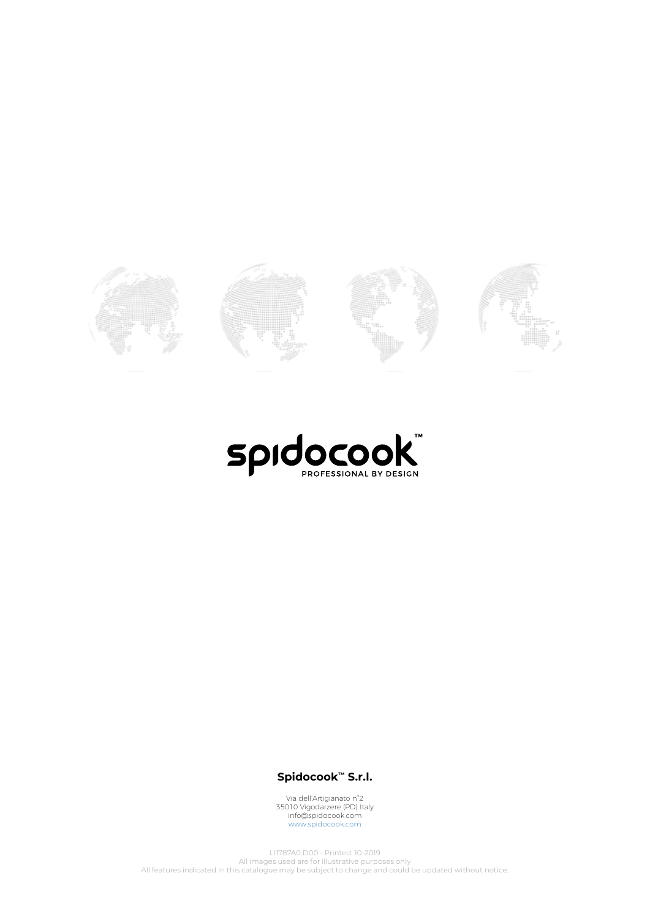spidocook™

PROFESSIONAL BY DESIGN

**Spidocook™ S.r.l.**

Via dell'Artigianato n°2
35010 Vigodarzere (PD) Italy
info@spidocook.com
www.spidocook.com

LI1787A0.D00 - Printed: 10-2019
All images used are for illustrative purposes only
All features indicated in this catalogue may be subject to change and could be updated without notice.